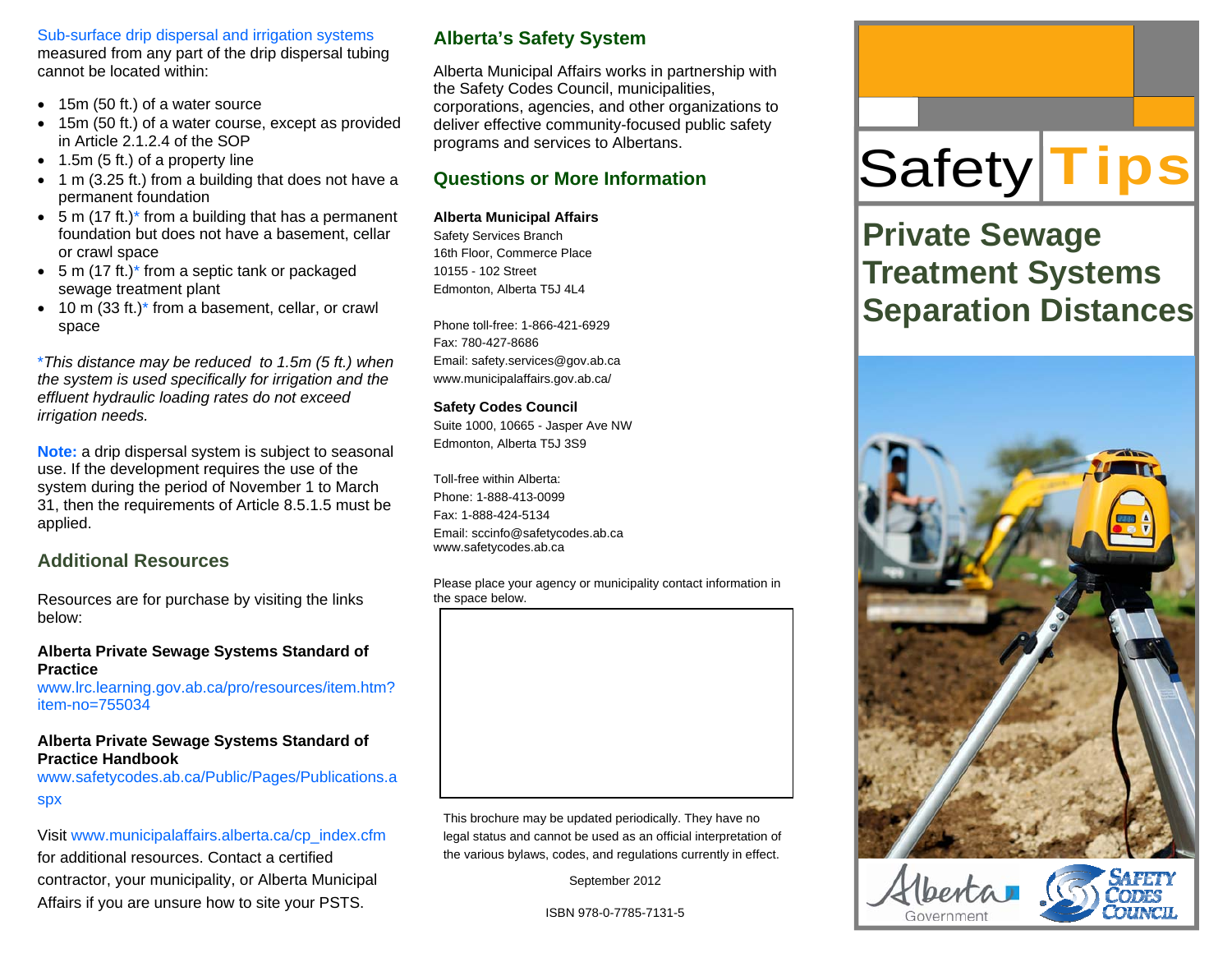Sub-surface drip dispersal and irrigation systems measured from any part of the drip dispersal tubing cannot be located within:

- 15m (50 ft.) of a water source
- 15m (50 ft.) of a water course, except as provided in Article 2.1.2.4 of the SOP
- 1.5m (5 ft.) of a property line
- 1 m (3.25 ft.) from a building that does not have a permanent foundation
- 5 m (17 ft.)* from a building that has a permanent foundation but does not have a basement, cellar or crawl space
- 5 m (17 ft.)* from a septic tank or packaged sewage treatment plant
- 10 m (33 ft.)* from a basement, cellar, or crawl space

**This distance may be reduced to 1.5m (5 ft.) when the system is used specifically for irrigation and the effluent hydraulic loading rates do not exceed irrigation needs.*

**Note:** a drip dispersal system is subject to seasonal use. If the development requires the use of the system during the period of November 1 to March 31, then the requirements of Article 8.5.1.5 must be applied.

## Additional Resources

Resources are for purchase by visiting the links below:

**Alberta Private Sewage Systems Standard of Practice**
www.lrc.learning.gov.ab.ca/pro/resources/item.htm?item-no=755034

**Alberta Private Sewage Systems Standard of Practice Handbook**
www.safetycodes.ab.ca/Public/Pages/Publications.aspx

Visit www.municipalaffairs.alberta.ca/cp_index.cfm for additional resources. Contact a certified contractor, your municipality, or Alberta Municipal Affairs if you are unsure how to site your PSTS.

## Alberta's Safety System

Alberta Municipal Affairs works in partnership with the Safety Codes Council, municipalities, corporations, agencies, and other organizations to deliver effective community-focused public safety programs and services to Albertans.

## Questions or More Information

**Alberta Municipal Affairs**
Safety Services Branch
16th Floor, Commerce Place
10155 - 102 Street
Edmonton, Alberta T5J 4L4

Phone toll-free: 1-866-421-6929
Fax: 780-427-8686
Email: safety.services@gov.ab.ca
www.municipalaffairs.gov.ab.ca/

**Safety Codes Council**
Suite 1000, 10665 - Jasper Ave NW
Edmonton, Alberta T5J 3S9

Toll-free within Alberta:
Phone: 1-888-413-0099
Fax: 1-888-424-5134
Email: sccinfo@safetycodes.ab.ca
www.safetycodes.ab.ca

Please place your agency or municipality contact information in the space below.

This brochure may be updated periodically. They have no legal status and cannot be used as an official interpretation of the various bylaws, codes, and regulations currently in effect.

September 2012

ISBN 978-0-7785-7131-5

# Safety Tips

# Private Sewage Treatment Systems Separation Distances

Alberta Government

Safety Codes Council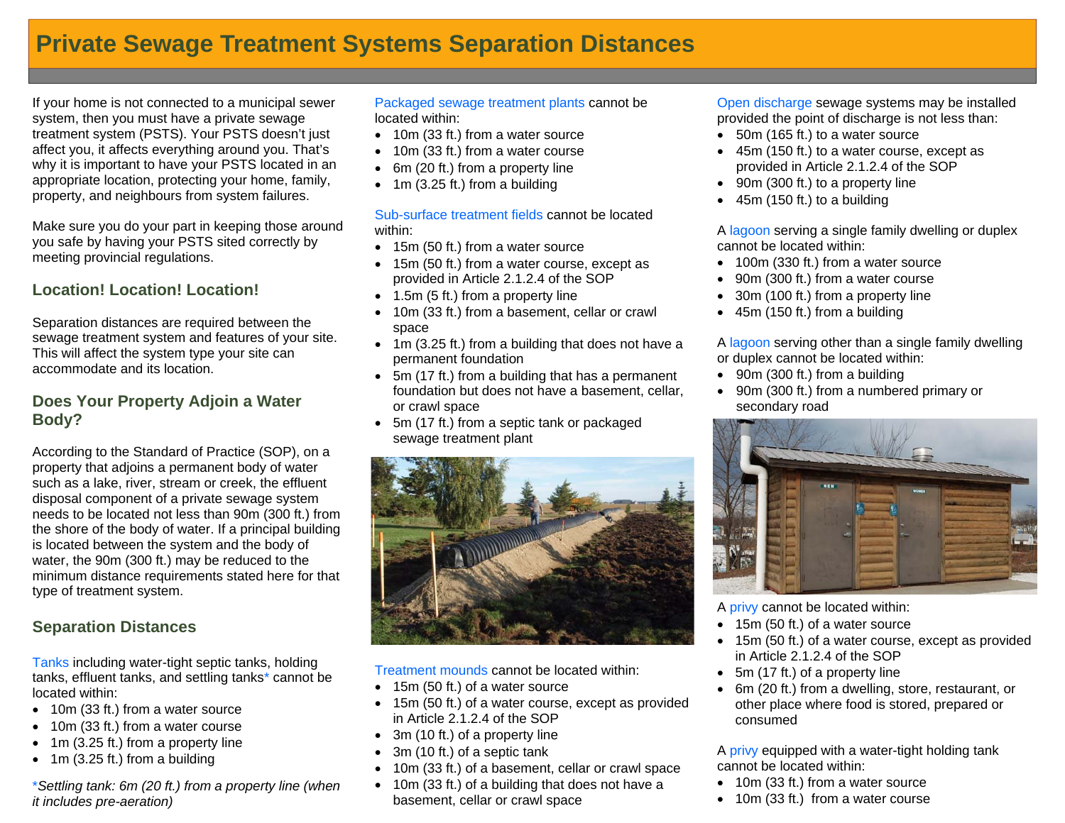# Private Sewage Treatment Systems Separation Distances

If your home is not connected to a municipal sewer system, then you must have a private sewage treatment system (PSTS). Your PSTS doesn't just affect you, it affects everything around you. That's why it is important to have your PSTS located in an appropriate location, protecting your home, family, property, and neighbours from system failures.

Make sure you do your part in keeping those around you safe by having your PSTS sited correctly by meeting provincial regulations.

## Location! Location! Location!

Separation distances are required between the sewage treatment system and features of your site. This will affect the system type your site can accommodate and its location.

## Does Your Property Adjoin a Water Body?

According to the Standard of Practice (SOP), on a property that adjoins a permanent body of water such as a lake, river, stream or creek, the effluent disposal component of a private sewage system needs to be located not less than 90m (300 ft.) from the shore of the body of water. If a principal building is located between the system and the body of water, the 90m (300 ft.) may be reduced to the minimum distance requirements stated here for that type of treatment system.

## Separation Distances

Tanks including water-tight septic tanks, holding tanks, effluent tanks, and settling tanks* cannot be located within:

- 10m (33 ft.) from a water source
- 10m (33 ft.) from a water course
- 1m (3.25 ft.) from a property line
- 1m (3.25 ft.) from a building

*\*Settling tank: 6m (20 ft.) from a property line (when it includes pre-aeration)*

Packaged sewage treatment plants cannot be located within:

- 10m (33 ft.) from a water source
- 10m (33 ft.) from a water course
- 6m (20 ft.) from a property line
- 1m (3.25 ft.) from a building

Sub-surface treatment fields cannot be located within:

- 15m (50 ft.) from a water source
- 15m (50 ft.) from a water course, except as provided in Article 2.1.2.4 of the SOP
- 1.5m (5 ft.) from a property line
- 10m (33 ft.) from a basement, cellar or crawl space
- 1m (3.25 ft.) from a building that does not have a permanent foundation
- 5m (17 ft.) from a building that has a permanent foundation but does not have a basement, cellar, or crawl space
- 5m (17 ft.) from a septic tank or packaged sewage treatment plant

Treatment mounds cannot be located within:

- 15m (50 ft.) of a water source
- 15m (50 ft.) of a water course, except as provided in Article 2.1.2.4 of the SOP
- 3m (10 ft.) of a property line
- 3m (10 ft.) of a septic tank
- 10m (33 ft.) of a basement, cellar or crawl space
- 10m (33 ft.) of a building that does not have a basement, cellar or crawl space

Open discharge sewage systems may be installed provided the point of discharge is not less than:

- 50m (165 ft.) to a water source
- 45m (150 ft.) to a water course, except as provided in Article 2.1.2.4 of the SOP
- 90m (300 ft.) to a property line
- 45m (150 ft.) to a building

A lagoon serving a single family dwelling or duplex cannot be located within:

- 100m (330 ft.) from a water source
- 90m (300 ft.) from a water course
- 30m (100 ft.) from a property line
- 45m (150 ft.) from a building

A lagoon serving other than a single family dwelling or duplex cannot be located within:

- 90m (300 ft.) from a building
- 90m (300 ft.) from a numbered primary or secondary road

A privy cannot be located within:

- 15m (50 ft.) of a water source
- 15m (50 ft.) of a water course, except as provided in Article 2.1.2.4 of the SOP
- 5m (17 ft.) of a property line
- 6m (20 ft.) from a dwelling, store, restaurant, or other place where food is stored, prepared or consumed

A privy equipped with a water-tight holding tank cannot be located within:

- 10m (33 ft.) from a water source
- 10m (33 ft.) from a water course